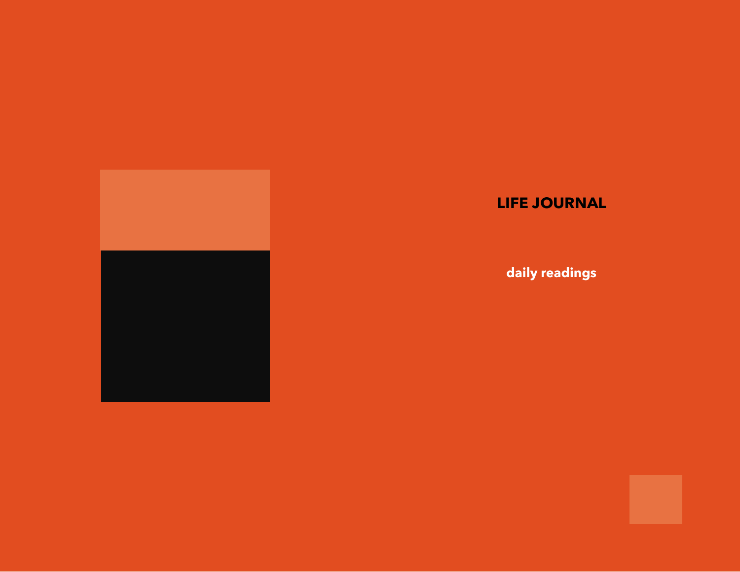# LIFE JOURNAL

**daily readings**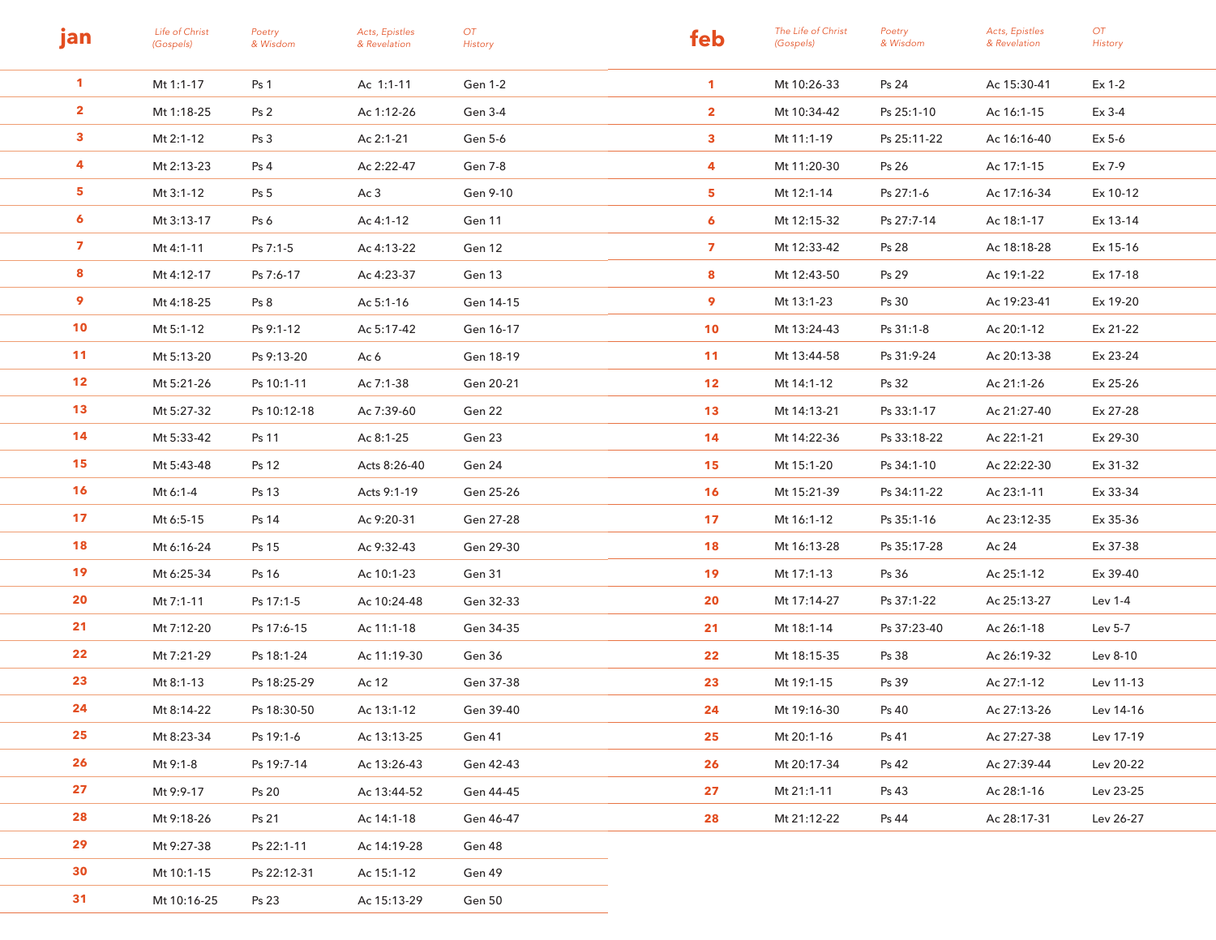| jan | Life of Christ (Gospels) | Poetry & Wisdom | Acts, Epistles & Revelation | OT History |
|---|---|---|---|---|
| 1 | Mt 1:1-17 | Ps 1 | Ac 1:1-11 | Gen 1-2 |
| 2 | Mt 1:18-25 | Ps 2 | Ac 1:12-26 | Gen 3-4 |
| 3 | Mt 2:1-12 | Ps 3 | Ac 2:1-21 | Gen 5-6 |
| 4 | Mt 2:13-23 | Ps 4 | Ac 2:22-47 | Gen 7-8 |
| 5 | Mt 3:1-12 | Ps 5 | Ac 3 | Gen 9-10 |
| 6 | Mt 3:13-17 | Ps 6 | Ac 4:1-12 | Gen 11 |
| 7 | Mt 4:1-11 | Ps 7:1-5 | Ac 4:13-22 | Gen 12 |
| 8 | Mt 4:12-17 | Ps 7:6-17 | Ac 4:23-37 | Gen 13 |
| 9 | Mt 4:18-25 | Ps 8 | Ac 5:1-16 | Gen 14-15 |
| 10 | Mt 5:1-12 | Ps 9:1-12 | Ac 5:17-42 | Gen 16-17 |
| 11 | Mt 5:13-20 | Ps 9:13-20 | Ac 6 | Gen 18-19 |
| 12 | Mt 5:21-26 | Ps 10:1-11 | Ac 7:1-38 | Gen 20-21 |
| 13 | Mt 5:27-32 | Ps 10:12-18 | Ac 7:39-60 | Gen 22 |
| 14 | Mt 5:33-42 | Ps 11 | Ac 8:1-25 | Gen 23 |
| 15 | Mt 5:43-48 | Ps 12 | Acts 8:26-40 | Gen 24 |
| 16 | Mt 6:1-4 | Ps 13 | Acts 9:1-19 | Gen 25-26 |
| 17 | Mt 6:5-15 | Ps 14 | Ac 9:20-31 | Gen 27-28 |
| 18 | Mt 6:16-24 | Ps 15 | Ac 9:32-43 | Gen 29-30 |
| 19 | Mt 6:25-34 | Ps 16 | Ac 10:1-23 | Gen 31 |
| 20 | Mt 7:1-11 | Ps 17:1-5 | Ac 10:24-48 | Gen 32-33 |
| 21 | Mt 7:12-20 | Ps 17:6-15 | Ac 11:1-18 | Gen 34-35 |
| 22 | Mt 7:21-29 | Ps 18:1-24 | Ac 11:19-30 | Gen 36 |
| 23 | Mt 8:1-13 | Ps 18:25-29 | Ac 12 | Gen 37-38 |
| 24 | Mt 8:14-22 | Ps 18:30-50 | Ac 13:1-12 | Gen 39-40 |
| 25 | Mt 8:23-34 | Ps 19:1-6 | Ac 13:13-25 | Gen 41 |
| 26 | Mt 9:1-8 | Ps 19:7-14 | Ac 13:26-43 | Gen 42-43 |
| 27 | Mt 9:9-17 | Ps 20 | Ac 13:44-52 | Gen 44-45 |
| 28 | Mt 9:18-26 | Ps 21 | Ac 14:1-18 | Gen 46-47 |
| 29 | Mt 9:27-38 | Ps 22:1-11 | Ac 14:19-28 | Gen 48 |
| 30 | Mt 10:1-15 | Ps 22:12-31 | Ac 15:1-12 | Gen 49 |
| 31 | Mt 10:16-25 | Ps 23 | Ac 15:13-29 | Gen 50 |

| feb | The Life of Christ (Gospels) | Poetry & Wisdom | Acts, Epistles & Revelation | OT History |
|---|---|---|---|---|
| 1 | Mt 10:26-33 | Ps 24 | Ac 15:30-41 | Ex 1-2 |
| 2 | Mt 10:34-42 | Ps 25:1-10 | Ac 16:1-15 | Ex 3-4 |
| 3 | Mt 11:1-19 | Ps 25:11-22 | Ac 16:16-40 | Ex 5-6 |
| 4 | Mt 11:20-30 | Ps 26 | Ac 17:1-15 | Ex 7-9 |
| 5 | Mt 12:1-14 | Ps 27:1-6 | Ac 17:16-34 | Ex 10-12 |
| 6 | Mt 12:15-32 | Ps 27:7-14 | Ac 18:1-17 | Ex 13-14 |
| 7 | Mt 12:33-42 | Ps 28 | Ac 18:18-28 | Ex 15-16 |
| 8 | Mt 12:43-50 | Ps 29 | Ac 19:1-22 | Ex 17-18 |
| 9 | Mt 13:1-23 | Ps 30 | Ac 19:23-41 | Ex 19-20 |
| 10 | Mt 13:24-43 | Ps 31:1-8 | Ac 20:1-12 | Ex 21-22 |
| 11 | Mt 13:44-58 | Ps 31:9-24 | Ac 20:13-38 | Ex 23-24 |
| 12 | Mt 14:1-12 | Ps 32 | Ac 21:1-26 | Ex 25-26 |
| 13 | Mt 14:13-21 | Ps 33:1-17 | Ac 21:27-40 | Ex 27-28 |
| 14 | Mt 14:22-36 | Ps 33:18-22 | Ac 22:1-21 | Ex 29-30 |
| 15 | Mt 15:1-20 | Ps 34:1-10 | Ac 22:22-30 | Ex 31-32 |
| 16 | Mt 15:21-39 | Ps 34:11-22 | Ac 23:1-11 | Ex 33-34 |
| 17 | Mt 16:1-12 | Ps 35:1-16 | Ac 23:12-35 | Ex 35-36 |
| 18 | Mt 16:13-28 | Ps 35:17-28 | Ac 24 | Ex 37-38 |
| 19 | Mt 17:1-13 | Ps 36 | Ac 25:1-12 | Ex 39-40 |
| 20 | Mt 17:14-27 | Ps 37:1-22 | Ac 25:13-27 | Lev 1-4 |
| 21 | Mt 18:1-14 | Ps 37:23-40 | Ac 26:1-18 | Lev 5-7 |
| 22 | Mt 18:15-35 | Ps 38 | Ac 26:19-32 | Lev 8-10 |
| 23 | Mt 19:1-15 | Ps 39 | Ac 27:1-12 | Lev 11-13 |
| 24 | Mt 19:16-30 | Ps 40 | Ac 27:13-26 | Lev 14-16 |
| 25 | Mt 20:1-16 | Ps 41 | Ac 27:27-38 | Lev 17-19 |
| 26 | Mt 20:17-34 | Ps 42 | Ac 27:39-44 | Lev 20-22 |
| 27 | Mt 21:1-11 | Ps 43 | Ac 28:1-16 | Lev 23-25 |
| 28 | Mt 21:12-22 | Ps 44 | Ac 28:17-31 | Lev 26-27 |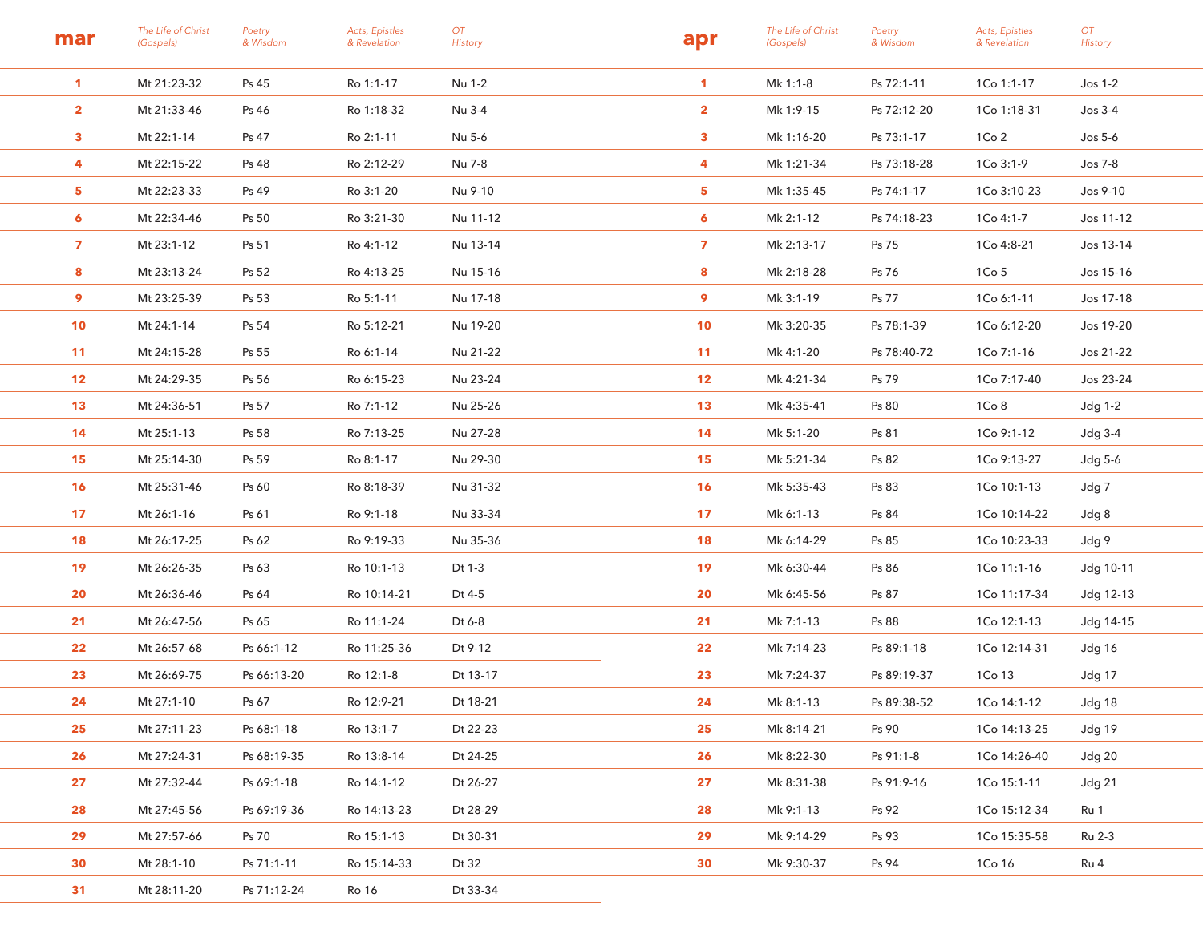## mar

| mar | The Life of Christ (Gospels) | Poetry & Wisdom | Acts, Epistles & Revelation | OT History |
|---|---|---|---|---|
| 1 | Mt 21:23-32 | Ps 45 | Ro 1:1-17 | Nu 1-2 |
| 2 | Mt 21:33-46 | Ps 46 | Ro 1:18-32 | Nu 3-4 |
| 3 | Mt 22:1-14 | Ps 47 | Ro 2:1-11 | Nu 5-6 |
| 4 | Mt 22:15-22 | Ps 48 | Ro 2:12-29 | Nu 7-8 |
| 5 | Mt 22:23-33 | Ps 49 | Ro 3:1-20 | Nu 9-10 |
| 6 | Mt 22:34-46 | Ps 50 | Ro 3:21-30 | Nu 11-12 |
| 7 | Mt 23:1-12 | Ps 51 | Ro 4:1-12 | Nu 13-14 |
| 8 | Mt 23:13-24 | Ps 52 | Ro 4:13-25 | Nu 15-16 |
| 9 | Mt 23:25-39 | Ps 53 | Ro 5:1-11 | Nu 17-18 |
| 10 | Mt 24:1-14 | Ps 54 | Ro 5:12-21 | Nu 19-20 |
| 11 | Mt 24:15-28 | Ps 55 | Ro 6:1-14 | Nu 21-22 |
| 12 | Mt 24:29-35 | Ps 56 | Ro 6:15-23 | Nu 23-24 |
| 13 | Mt 24:36-51 | Ps 57 | Ro 7:1-12 | Nu 25-26 |
| 14 | Mt 25:1-13 | Ps 58 | Ro 7:13-25 | Nu 27-28 |
| 15 | Mt 25:14-30 | Ps 59 | Ro 8:1-17 | Nu 29-30 |
| 16 | Mt 25:31-46 | Ps 60 | Ro 8:18-39 | Nu 31-32 |
| 17 | Mt 26:1-16 | Ps 61 | Ro 9:1-18 | Nu 33-34 |
| 18 | Mt 26:17-25 | Ps 62 | Ro 9:19-33 | Nu 35-36 |
| 19 | Mt 26:26-35 | Ps 63 | Ro 10:1-13 | Dt 1-3 |
| 20 | Mt 26:36-46 | Ps 64 | Ro 10:14-21 | Dt 4-5 |
| 21 | Mt 26:47-56 | Ps 65 | Ro 11:1-24 | Dt 6-8 |
| 22 | Mt 26:57-68 | Ps 66:1-12 | Ro 11:25-36 | Dt 9-12 |
| 23 | Mt 26:69-75 | Ps 66:13-20 | Ro 12:1-8 | Dt 13-17 |
| 24 | Mt 27:1-10 | Ps 67 | Ro 12:9-21 | Dt 18-21 |
| 25 | Mt 27:11-23 | Ps 68:1-18 | Ro 13:1-7 | Dt 22-23 |
| 26 | Mt 27:24-31 | Ps 68:19-35 | Ro 13:8-14 | Dt 24-25 |
| 27 | Mt 27:32-44 | Ps 69:1-18 | Ro 14:1-12 | Dt 26-27 |
| 28 | Mt 27:45-56 | Ps 69:19-36 | Ro 14:13-23 | Dt 28-29 |
| 29 | Mt 27:57-66 | Ps 70 | Ro 15:1-13 | Dt 30-31 |
| 30 | Mt 28:1-10 | Ps 71:1-11 | Ro 15:14-33 | Dt 32 |
| 31 | Mt 28:11-20 | Ps 71:12-24 | Ro 16 | Dt 33-34 |

## apr

| apr | The Life of Christ (Gospels) | Poetry & Wisdom | Acts, Epistles & Revelation | OT History |
|---|---|---|---|---|
| 1 | Mk 1:1-8 | Ps 72:1-11 | 1Co 1:1-17 | Jos 1-2 |
| 2 | Mk 1:9-15 | Ps 72:12-20 | 1Co 1:18-31 | Jos 3-4 |
| 3 | Mk 1:16-20 | Ps 73:1-17 | 1Co 2 | Jos 5-6 |
| 4 | Mk 1:21-34 | Ps 73:18-28 | 1Co 3:1-9 | Jos 7-8 |
| 5 | Mk 1:35-45 | Ps 74:1-17 | 1Co 3:10-23 | Jos 9-10 |
| 6 | Mk 2:1-12 | Ps 74:18-23 | 1Co 4:1-7 | Jos 11-12 |
| 7 | Mk 2:13-17 | Ps 75 | 1Co 4:8-21 | Jos 13-14 |
| 8 | Mk 2:18-28 | Ps 76 | 1Co 5 | Jos 15-16 |
| 9 | Mk 3:1-19 | Ps 77 | 1Co 6:1-11 | Jos 17-18 |
| 10 | Mk 3:20-35 | Ps 78:1-39 | 1Co 6:12-20 | Jos 19-20 |
| 11 | Mk 4:1-20 | Ps 78:40-72 | 1Co 7:1-16 | Jos 21-22 |
| 12 | Mk 4:21-34 | Ps 79 | 1Co 7:17-40 | Jos 23-24 |
| 13 | Mk 4:35-41 | Ps 80 | 1Co 8 | Jdg 1-2 |
| 14 | Mk 5:1-20 | Ps 81 | 1Co 9:1-12 | Jdg 3-4 |
| 15 | Mk 5:21-34 | Ps 82 | 1Co 9:13-27 | Jdg 5-6 |
| 16 | Mk 5:35-43 | Ps 83 | 1Co 10:1-13 | Jdg 7 |
| 17 | Mk 6:1-13 | Ps 84 | 1Co 10:14-22 | Jdg 8 |
| 18 | Mk 6:14-29 | Ps 85 | 1Co 10:23-33 | Jdg 9 |
| 19 | Mk 6:30-44 | Ps 86 | 1Co 11:1-16 | Jdg 10-11 |
| 20 | Mk 6:45-56 | Ps 87 | 1Co 11:17-34 | Jdg 12-13 |
| 21 | Mk 7:1-13 | Ps 88 | 1Co 12:1-13 | Jdg 14-15 |
| 22 | Mk 7:14-23 | Ps 89:1-18 | 1Co 12:14-31 | Jdg 16 |
| 23 | Mk 7:24-37 | Ps 89:19-37 | 1Co 13 | Jdg 17 |
| 24 | Mk 8:1-13 | Ps 89:38-52 | 1Co 14:1-12 | Jdg 18 |
| 25 | Mk 8:14-21 | Ps 90 | 1Co 14:13-25 | Jdg 19 |
| 26 | Mk 8:22-30 | Ps 91:1-8 | 1Co 14:26-40 | Jdg 20 |
| 27 | Mk 8:31-38 | Ps 91:9-16 | 1Co 15:1-11 | Jdg 21 |
| 28 | Mk 9:1-13 | Ps 92 | 1Co 15:12-34 | Ru 1 |
| 29 | Mk 9:14-29 | Ps 93 | 1Co 15:35-58 | Ru 2-3 |
| 30 | Mk 9:30-37 | Ps 94 | 1Co 16 | Ru 4 |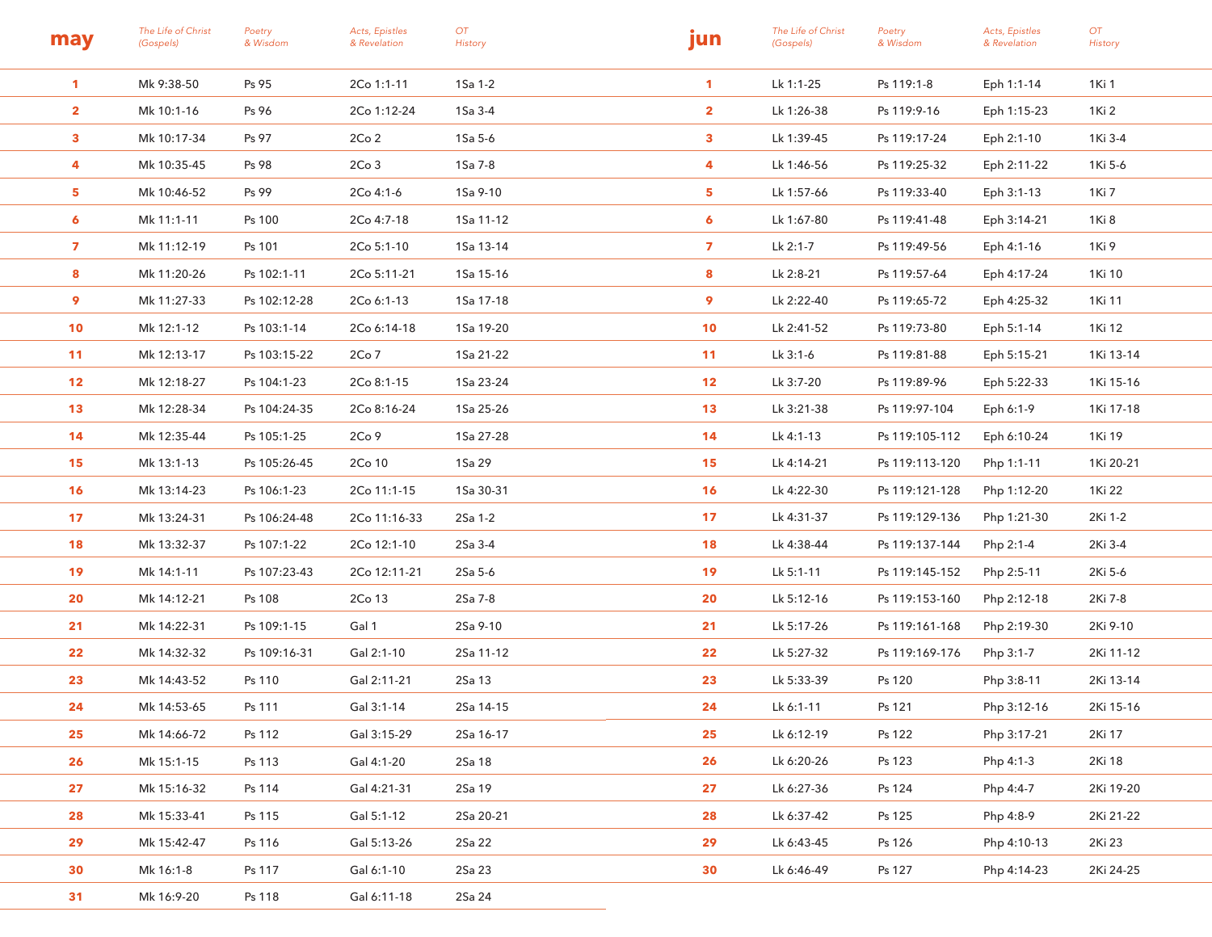## may

| may | The Life of Christ (Gospels) | Poetry & Wisdom | Acts, Epistles & Revelation | OT History |
|---|---|---|---|---|
| 1 | Mk 9:38-50 | Ps 95 | 2Co 1:1-11 | 1Sa 1-2 |
| 2 | Mk 10:1-16 | Ps 96 | 2Co 1:12-24 | 1Sa 3-4 |
| 3 | Mk 10:17-34 | Ps 97 | 2Co 2 | 1Sa 5-6 |
| 4 | Mk 10:35-45 | Ps 98 | 2Co 3 | 1Sa 7-8 |
| 5 | Mk 10:46-52 | Ps 99 | 2Co 4:1-6 | 1Sa 9-10 |
| 6 | Mk 11:1-11 | Ps 100 | 2Co 4:7-18 | 1Sa 11-12 |
| 7 | Mk 11:12-19 | Ps 101 | 2Co 5:1-10 | 1Sa 13-14 |
| 8 | Mk 11:20-26 | Ps 102:1-11 | 2Co 5:11-21 | 1Sa 15-16 |
| 9 | Mk 11:27-33 | Ps 102:12-28 | 2Co 6:1-13 | 1Sa 17-18 |
| 10 | Mk 12:1-12 | Ps 103:1-14 | 2Co 6:14-18 | 1Sa 19-20 |
| 11 | Mk 12:13-17 | Ps 103:15-22 | 2Co 7 | 1Sa 21-22 |
| 12 | Mk 12:18-27 | Ps 104:1-23 | 2Co 8:1-15 | 1Sa 23-24 |
| 13 | Mk 12:28-34 | Ps 104:24-35 | 2Co 8:16-24 | 1Sa 25-26 |
| 14 | Mk 12:35-44 | Ps 105:1-25 | 2Co 9 | 1Sa 27-28 |
| 15 | Mk 13:1-13 | Ps 105:26-45 | 2Co 10 | 1Sa 29 |
| 16 | Mk 13:14-23 | Ps 106:1-23 | 2Co 11:1-15 | 1Sa 30-31 |
| 17 | Mk 13:24-31 | Ps 106:24-48 | 2Co 11:16-33 | 2Sa 1-2 |
| 18 | Mk 13:32-37 | Ps 107:1-22 | 2Co 12:1-10 | 2Sa 3-4 |
| 19 | Mk 14:1-11 | Ps 107:23-43 | 2Co 12:11-21 | 2Sa 5-6 |
| 20 | Mk 14:12-21 | Ps 108 | 2Co 13 | 2Sa 7-8 |
| 21 | Mk 14:22-31 | Ps 109:1-15 | Gal 1 | 2Sa 9-10 |
| 22 | Mk 14:32-32 | Ps 109:16-31 | Gal 2:1-10 | 2Sa 11-12 |
| 23 | Mk 14:43-52 | Ps 110 | Gal 2:11-21 | 2Sa 13 |
| 24 | Mk 14:53-65 | Ps 111 | Gal 3:1-14 | 2Sa 14-15 |
| 25 | Mk 14:66-72 | Ps 112 | Gal 3:15-29 | 2Sa 16-17 |
| 26 | Mk 15:1-15 | Ps 113 | Gal 4:1-20 | 2Sa 18 |
| 27 | Mk 15:16-32 | Ps 114 | Gal 4:21-31 | 2Sa 19 |
| 28 | Mk 15:33-41 | Ps 115 | Gal 5:1-12 | 2Sa 20-21 |
| 29 | Mk 15:42-47 | Ps 116 | Gal 5:13-26 | 2Sa 22 |
| 30 | Mk 16:1-8 | Ps 117 | Gal 6:1-10 | 2Sa 23 |
| 31 | Mk 16:9-20 | Ps 118 | Gal 6:11-18 | 2Sa 24 |

## jun

| jun | The Life of Christ (Gospels) | Poetry & Wisdom | Acts, Epistles & Revelation | OT History |
|---|---|---|---|---|
| 1 | Lk 1:1-25 | Ps 119:1-8 | Eph 1:1-14 | 1Ki 1 |
| 2 | Lk 1:26-38 | Ps 119:9-16 | Eph 1:15-23 | 1Ki 2 |
| 3 | Lk 1:39-45 | Ps 119:17-24 | Eph 2:1-10 | 1Ki 3-4 |
| 4 | Lk 1:46-56 | Ps 119:25-32 | Eph 2:11-22 | 1Ki 5-6 |
| 5 | Lk 1:57-66 | Ps 119:33-40 | Eph 3:1-13 | 1Ki 7 |
| 6 | Lk 1:67-80 | Ps 119:41-48 | Eph 3:14-21 | 1Ki 8 |
| 7 | Lk 2:1-7 | Ps 119:49-56 | Eph 4:1-16 | 1Ki 9 |
| 8 | Lk 2:8-21 | Ps 119:57-64 | Eph 4:17-24 | 1Ki 10 |
| 9 | Lk 2:22-40 | Ps 119:65-72 | Eph 4:25-32 | 1Ki 11 |
| 10 | Lk 2:41-52 | Ps 119:73-80 | Eph 5:1-14 | 1Ki 12 |
| 11 | Lk 3:1-6 | Ps 119:81-88 | Eph 5:15-21 | 1Ki 13-14 |
| 12 | Lk 3:7-20 | Ps 119:89-96 | Eph 5:22-33 | 1Ki 15-16 |
| 13 | Lk 3:21-38 | Ps 119:97-104 | Eph 6:1-9 | 1Ki 17-18 |
| 14 | Lk 4:1-13 | Ps 119:105-112 | Eph 6:10-24 | 1Ki 19 |
| 15 | Lk 4:14-21 | Ps 119:113-120 | Php 1:1-11 | 1Ki 20-21 |
| 16 | Lk 4:22-30 | Ps 119:121-128 | Php 1:12-20 | 1Ki 22 |
| 17 | Lk 4:31-37 | Ps 119:129-136 | Php 1:21-30 | 2Ki 1-2 |
| 18 | Lk 4:38-44 | Ps 119:137-144 | Php 2:1-4 | 2Ki 3-4 |
| 19 | Lk 5:1-11 | Ps 119:145-152 | Php 2:5-11 | 2Ki 5-6 |
| 20 | Lk 5:12-16 | Ps 119:153-160 | Php 2:12-18 | 2Ki 7-8 |
| 21 | Lk 5:17-26 | Ps 119:161-168 | Php 2:19-30 | 2Ki 9-10 |
| 22 | Lk 5:27-32 | Ps 119:169-176 | Php 3:1-7 | 2Ki 11-12 |
| 23 | Lk 5:33-39 | Ps 120 | Php 3:8-11 | 2Ki 13-14 |
| 24 | Lk 6:1-11 | Ps 121 | Php 3:12-16 | 2Ki 15-16 |
| 25 | Lk 6:12-19 | Ps 122 | Php 3:17-21 | 2Ki 17 |
| 26 | Lk 6:20-26 | Ps 123 | Php 4:1-3 | 2Ki 18 |
| 27 | Lk 6:27-36 | Ps 124 | Php 4:4-7 | 2Ki 19-20 |
| 28 | Lk 6:37-42 | Ps 125 | Php 4:8-9 | 2Ki 21-22 |
| 29 | Lk 6:43-45 | Ps 126 | Php 4:10-13 | 2Ki 23 |
| 30 | Lk 6:46-49 | Ps 127 | Php 4:14-23 | 2Ki 24-25 |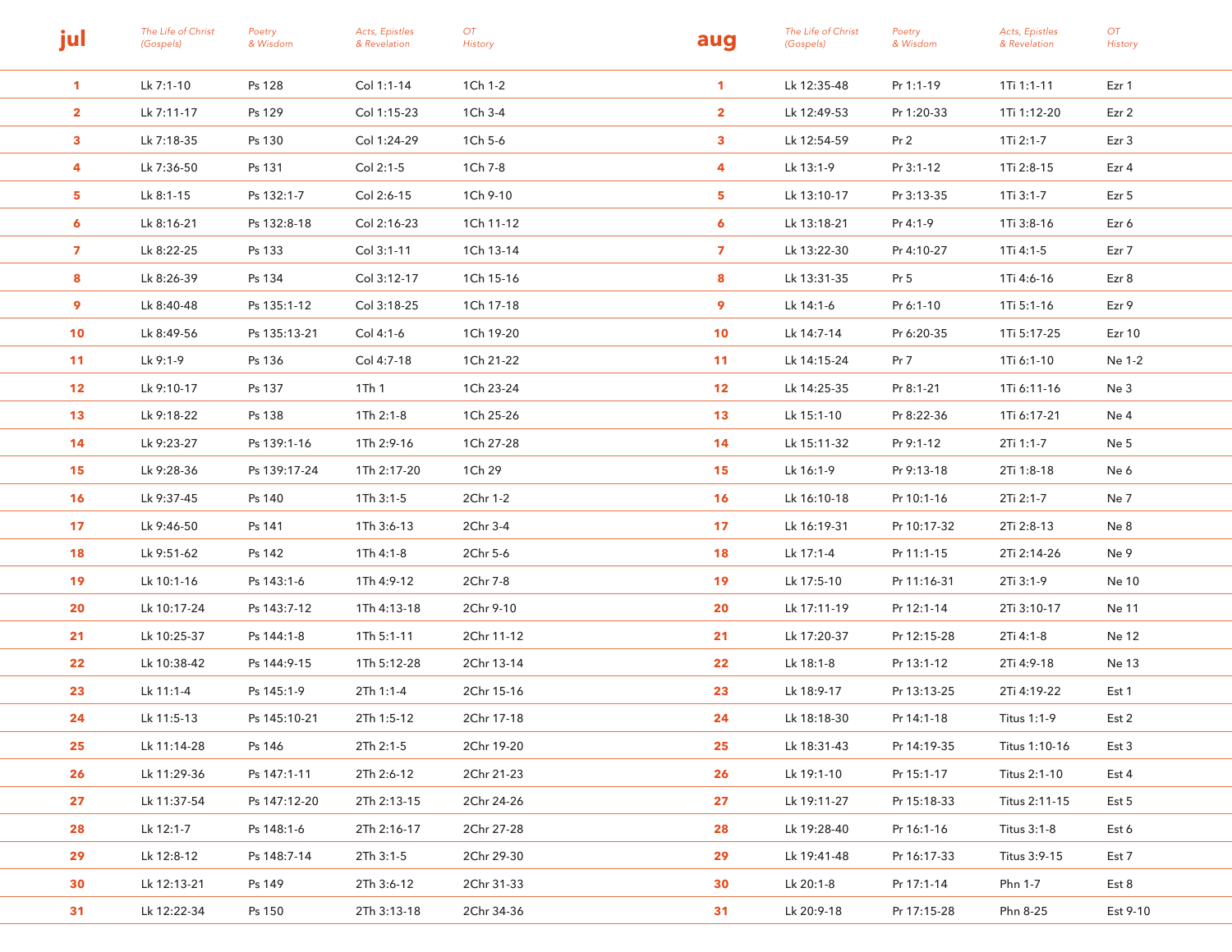| jul | The Life of Christ (Gospels) | Poetry & Wisdom | Acts, Epistles & Revelation | OT History |
|---|---|---|---|---|
| 1 | Lk 7:1-10 | Ps 128 | Col 1:1-14 | 1Ch 1-2 |
| 2 | Lk 7:11-17 | Ps 129 | Col 1:15-23 | 1Ch 3-4 |
| 3 | Lk 7:18-35 | Ps 130 | Col 1:24-29 | 1Ch 5-6 |
| 4 | Lk 7:36-50 | Ps 131 | Col 2:1-5 | 1Ch 7-8 |
| 5 | Lk 8:1-15 | Ps 132:1-7 | Col 2:6-15 | 1Ch 9-10 |
| 6 | Lk 8:16-21 | Ps 132:8-18 | Col 2:16-23 | 1Ch 11-12 |
| 7 | Lk 8:22-25 | Ps 133 | Col 3:1-11 | 1Ch 13-14 |
| 8 | Lk 8:26-39 | Ps 134 | Col 3:12-17 | 1Ch 15-16 |
| 9 | Lk 8:40-48 | Ps 135:1-12 | Col 3:18-25 | 1Ch 17-18 |
| 10 | Lk 8:49-56 | Ps 135:13-21 | Col 4:1-6 | 1Ch 19-20 |
| 11 | Lk 9:1-9 | Ps 136 | Col 4:7-18 | 1Ch 21-22 |
| 12 | Lk 9:10-17 | Ps 137 | 1Th 1 | 1Ch 23-24 |
| 13 | Lk 9:18-22 | Ps 138 | 1Th 2:1-8 | 1Ch 25-26 |
| 14 | Lk 9:23-27 | Ps 139:1-16 | 1Th 2:9-16 | 1Ch 27-28 |
| 15 | Lk 9:28-36 | Ps 139:17-24 | 1Th 2:17-20 | 1Ch 29 |
| 16 | Lk 9:37-45 | Ps 140 | 1Th 3:1-5 | 2Chr 1-2 |
| 17 | Lk 9:46-50 | Ps 141 | 1Th 3:6-13 | 2Chr 3-4 |
| 18 | Lk 9:51-62 | Ps 142 | 1Th 4:1-8 | 2Chr 5-6 |
| 19 | Lk 10:1-16 | Ps 143:1-6 | 1Th 4:9-12 | 2Chr 7-8 |
| 20 | Lk 10:17-24 | Ps 143:7-12 | 1Th 4:13-18 | 2Chr 9-10 |
| 21 | Lk 10:25-37 | Ps 144:1-8 | 1Th 5:1-11 | 2Chr 11-12 |
| 22 | Lk 10:38-42 | Ps 144:9-15 | 1Th 5:12-28 | 2Chr 13-14 |
| 23 | Lk 11:1-4 | Ps 145:1-9 | 2Th 1:1-4 | 2Chr 15-16 |
| 24 | Lk 11:5-13 | Ps 145:10-21 | 2Th 1:5-12 | 2Chr 17-18 |
| 25 | Lk 11:14-28 | Ps 146 | 2Th 2:1-5 | 2Chr 19-20 |
| 26 | Lk 11:29-36 | Ps 147:1-11 | 2Th 2:6-12 | 2Chr 21-23 |
| 27 | Lk 11:37-54 | Ps 147:12-20 | 2Th 2:13-15 | 2Chr 24-26 |
| 28 | Lk 12:1-7 | Ps 148:1-6 | 2Th 2:16-17 | 2Chr 27-28 |
| 29 | Lk 12:8-12 | Ps 148:7-14 | 2Th 3:1-5 | 2Chr 29-30 |
| 30 | Lk 12:13-21 | Ps 149 | 2Th 3:6-12 | 2Chr 31-33 |
| 31 | Lk 12:22-34 | Ps 150 | 2Th 3:13-18 | 2Chr 34-36 |

| aug | The Life of Christ (Gospels) | Poetry & Wisdom | Acts, Epistles & Revelation | OT History |
|---|---|---|---|---|
| 1 | Lk 12:35-48 | Pr 1:1-19 | 1Ti 1:1-11 | Ezr 1 |
| 2 | Lk 12:49-53 | Pr 1:20-33 | 1Ti 1:12-20 | Ezr 2 |
| 3 | Lk 12:54-59 | Pr 2 | 1Ti 2:1-7 | Ezr 3 |
| 4 | Lk 13:1-9 | Pr 3:1-12 | 1Ti 2:8-15 | Ezr 4 |
| 5 | Lk 13:10-17 | Pr 3:13-35 | 1Ti 3:1-7 | Ezr 5 |
| 6 | Lk 13:18-21 | Pr 4:1-9 | 1Ti 3:8-16 | Ezr 6 |
| 7 | Lk 13:22-30 | Pr 4:10-27 | 1Ti 4:1-5 | Ezr 7 |
| 8 | Lk 13:31-35 | Pr 5 | 1Ti 4:6-16 | Ezr 8 |
| 9 | Lk 14:1-6 | Pr 6:1-10 | 1Ti 5:1-16 | Ezr 9 |
| 10 | Lk 14:7-14 | Pr 6:20-35 | 1Ti 5:17-25 | Ezr 10 |
| 11 | Lk 14:15-24 | Pr 7 | 1Ti 6:1-10 | Ne 1-2 |
| 12 | Lk 14:25-35 | Pr 8:1-21 | 1Ti 6:11-16 | Ne 3 |
| 13 | Lk 15:1-10 | Pr 8:22-36 | 1Ti 6:17-21 | Ne 4 |
| 14 | Lk 15:11-32 | Pr 9:1-12 | 2Ti 1:1-7 | Ne 5 |
| 15 | Lk 16:1-9 | Pr 9:13-18 | 2Ti 1:8-18 | Ne 6 |
| 16 | Lk 16:10-18 | Pr 10:1-16 | 2Ti 2:1-7 | Ne 7 |
| 17 | Lk 16:19-31 | Pr 10:17-32 | 2Ti 2:8-13 | Ne 8 |
| 18 | Lk 17:1-4 | Pr 11:1-15 | 2Ti 2:14-26 | Ne 9 |
| 19 | Lk 17:5-10 | Pr 11:16-31 | 2Ti 3:1-9 | Ne 10 |
| 20 | Lk 17:11-19 | Pr 12:1-14 | 2Ti 3:10-17 | Ne 11 |
| 21 | Lk 17:20-37 | Pr 12:15-28 | 2Ti 4:1-8 | Ne 12 |
| 22 | Lk 18:1-8 | Pr 13:1-12 | 2Ti 4:9-18 | Ne 13 |
| 23 | Lk 18:9-17 | Pr 13:13-25 | 2Ti 4:19-22 | Est 1 |
| 24 | Lk 18:18-30 | Pr 14:1-18 | Titus 1:1-9 | Est 2 |
| 25 | Lk 18:31-43 | Pr 14:19-35 | Titus 1:10-16 | Est 3 |
| 26 | Lk 19:1-10 | Pr 15:1-17 | Titus 2:1-10 | Est 4 |
| 27 | Lk 19:11-27 | Pr 15:18-33 | Titus 2:11-15 | Est 5 |
| 28 | Lk 19:28-40 | Pr 16:1-16 | Titus 3:1-8 | Est 6 |
| 29 | Lk 19:41-48 | Pr 16:17-33 | Titus 3:9-15 | Est 7 |
| 30 | Lk 20:1-8 | Pr 17:1-14 | Phn 1-7 | Est 8 |
| 31 | Lk 20:9-18 | Pr 17:15-28 | Phn 8-25 | Est 9-10 |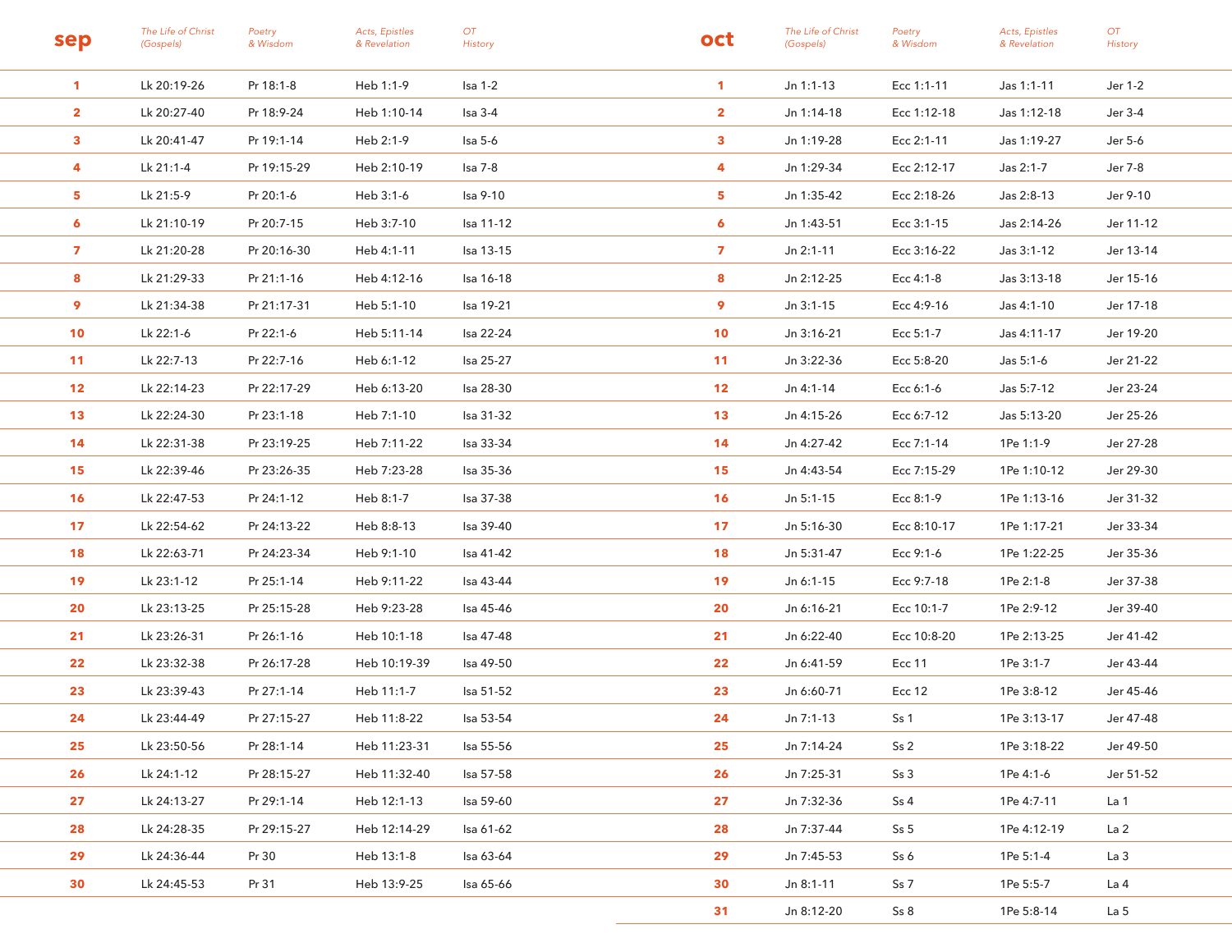| sep | The Life of Christ (Gospels) | Poetry & Wisdom | Acts, Epistles & Revelation | OT History |
| --- | --- | --- | --- | --- |
| 1 | Lk 20:19-26 | Pr 18:1-8 | Heb 1:1-9 | Isa 1-2 |
| 2 | Lk 20:27-40 | Pr 18:9-24 | Heb 1:10-14 | Isa 3-4 |
| 3 | Lk 20:41-47 | Pr 19:1-14 | Heb 2:1-9 | Isa 5-6 |
| 4 | Lk 21:1-4 | Pr 19:15-29 | Heb 2:10-19 | Isa 7-8 |
| 5 | Lk 21:5-9 | Pr 20:1-6 | Heb 3:1-6 | Isa 9-10 |
| 6 | Lk 21:10-19 | Pr 20:7-15 | Heb 3:7-10 | Isa 11-12 |
| 7 | Lk 21:20-28 | Pr 20:16-30 | Heb 4:1-11 | Isa 13-15 |
| 8 | Lk 21:29-33 | Pr 21:1-16 | Heb 4:12-16 | Isa 16-18 |
| 9 | Lk 21:34-38 | Pr 21:17-31 | Heb 5:1-10 | Isa 19-21 |
| 10 | Lk 22:1-6 | Pr 22:1-6 | Heb 5:11-14 | Isa 22-24 |
| 11 | Lk 22:7-13 | Pr 22:7-16 | Heb 6:1-12 | Isa 25-27 |
| 12 | Lk 22:14-23 | Pr 22:17-29 | Heb 6:13-20 | Isa 28-30 |
| 13 | Lk 22:24-30 | Pr 23:1-18 | Heb 7:1-10 | Isa 31-32 |
| 14 | Lk 22:31-38 | Pr 23:19-25 | Heb 7:11-22 | Isa 33-34 |
| 15 | Lk 22:39-46 | Pr 23:26-35 | Heb 7:23-28 | Isa 35-36 |
| 16 | Lk 22:47-53 | Pr 24:1-12 | Heb 8:1-7 | Isa 37-38 |
| 17 | Lk 22:54-62 | Pr 24:13-22 | Heb 8:8-13 | Isa 39-40 |
| 18 | Lk 22:63-71 | Pr 24:23-34 | Heb 9:1-10 | Isa 41-42 |
| 19 | Lk 23:1-12 | Pr 25:1-14 | Heb 9:11-22 | Isa 43-44 |
| 20 | Lk 23:13-25 | Pr 25:15-28 | Heb 9:23-28 | Isa 45-46 |
| 21 | Lk 23:26-31 | Pr 26:1-16 | Heb 10:1-18 | Isa 47-48 |
| 22 | Lk 23:32-38 | Pr 26:17-28 | Heb 10:19-39 | Isa 49-50 |
| 23 | Lk 23:39-43 | Pr 27:1-14 | Heb 11:1-7 | Isa 51-52 |
| 24 | Lk 23:44-49 | Pr 27:15-27 | Heb 11:8-22 | Isa 53-54 |
| 25 | Lk 23:50-56 | Pr 28:1-14 | Heb 11:23-31 | Isa 55-56 |
| 26 | Lk 24:1-12 | Pr 28:15-27 | Heb 11:32-40 | Isa 57-58 |
| 27 | Lk 24:13-27 | Pr 29:1-14 | Heb 12:1-13 | Isa 59-60 |
| 28 | Lk 24:28-35 | Pr 29:15-27 | Heb 12:14-29 | Isa 61-62 |
| 29 | Lk 24:36-44 | Pr 30 | Heb 13:1-8 | Isa 63-64 |
| 30 | Lk 24:45-53 | Pr 31 | Heb 13:9-25 | Isa 65-66 |

| oct | The Life of Christ (Gospels) | Poetry & Wisdom | Acts, Epistles & Revelation | OT History |
| --- | --- | --- | --- | --- |
| 1 | Jn 1:1-13 | Ecc 1:1-11 | Jas 1:1-11 | Jer 1-2 |
| 2 | Jn 1:14-18 | Ecc 1:12-18 | Jas 1:12-18 | Jer 3-4 |
| 3 | Jn 1:19-28 | Ecc 2:1-11 | Jas 1:19-27 | Jer 5-6 |
| 4 | Jn 1:29-34 | Ecc 2:12-17 | Jas 2:1-7 | Jer 7-8 |
| 5 | Jn 1:35-42 | Ecc 2:18-26 | Jas 2:8-13 | Jer 9-10 |
| 6 | Jn 1:43-51 | Ecc 3:1-15 | Jas 2:14-26 | Jer 11-12 |
| 7 | Jn 2:1-11 | Ecc 3:16-22 | Jas 3:1-12 | Jer 13-14 |
| 8 | Jn 2:12-25 | Ecc 4:1-8 | Jas 3:13-18 | Jer 15-16 |
| 9 | Jn 3:1-15 | Ecc 4:9-16 | Jas 4:1-10 | Jer 17-18 |
| 10 | Jn 3:16-21 | Ecc 5:1-7 | Jas 4:11-17 | Jer 19-20 |
| 11 | Jn 3:22-36 | Ecc 5:8-20 | Jas 5:1-6 | Jer 21-22 |
| 12 | Jn 4:1-14 | Ecc 6:1-6 | Jas 5:7-12 | Jer 23-24 |
| 13 | Jn 4:15-26 | Ecc 6:7-12 | Jas 5:13-20 | Jer 25-26 |
| 14 | Jn 4:27-42 | Ecc 7:1-14 | 1Pe 1:1-9 | Jer 27-28 |
| 15 | Jn 4:43-54 | Ecc 7:15-29 | 1Pe 1:10-12 | Jer 29-30 |
| 16 | Jn 5:1-15 | Ecc 8:1-9 | 1Pe 1:13-16 | Jer 31-32 |
| 17 | Jn 5:16-30 | Ecc 8:10-17 | 1Pe 1:17-21 | Jer 33-34 |
| 18 | Jn 5:31-47 | Ecc 9:1-6 | 1Pe 1:22-25 | Jer 35-36 |
| 19 | Jn 6:1-15 | Ecc 9:7-18 | 1Pe 2:1-8 | Jer 37-38 |
| 20 | Jn 6:16-21 | Ecc 10:1-7 | 1Pe 2:9-12 | Jer 39-40 |
| 21 | Jn 6:22-40 | Ecc 10:8-20 | 1Pe 2:13-25 | Jer 41-42 |
| 22 | Jn 6:41-59 | Ecc 11 | 1Pe 3:1-7 | Jer 43-44 |
| 23 | Jn 6:60-71 | Ecc 12 | 1Pe 3:8-12 | Jer 45-46 |
| 24 | Jn 7:1-13 | Ss 1 | 1Pe 3:13-17 | Jer 47-48 |
| 25 | Jn 7:14-24 | Ss 2 | 1Pe 3:18-22 | Jer 49-50 |
| 26 | Jn 7:25-31 | Ss 3 | 1Pe 4:1-6 | Jer 51-52 |
| 27 | Jn 7:32-36 | Ss 4 | 1Pe 4:7-11 | La 1 |
| 28 | Jn 7:37-44 | Ss 5 | 1Pe 4:12-19 | La 2 |
| 29 | Jn 7:45-53 | Ss 6 | 1Pe 5:1-4 | La 3 |
| 30 | Jn 8:1-11 | Ss 7 | 1Pe 5:5-7 | La 4 |
| 31 | Jn 8:12-20 | Ss 8 | 1Pe 5:8-14 | La 5 |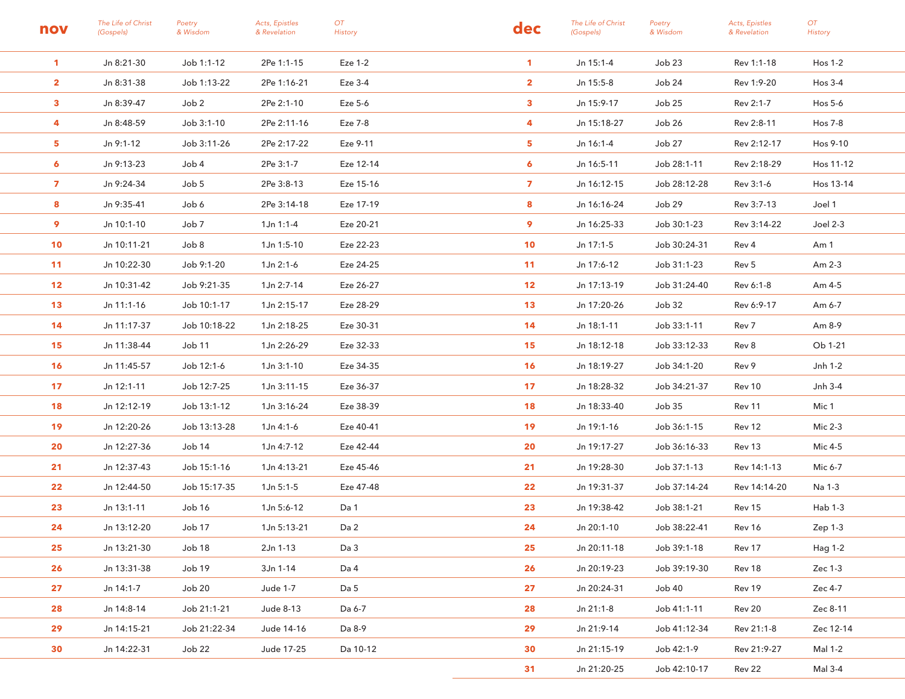| nov | The Life of Christ (Gospels) | Poetry & Wisdom | Acts, Epistles & Revelation | OT History |
|---|---|---|---|---|
| 1 | Jn 8:21-30 | Job 1:1-12 | 2Pe 1:1-15 | Eze 1-2 |
| 2 | Jn 8:31-38 | Job 1:13-22 | 2Pe 1:16-21 | Eze 3-4 |
| 3 | Jn 8:39-47 | Job 2 | 2Pe 2:1-10 | Eze 5-6 |
| 4 | Jn 8:48-59 | Job 3:1-10 | 2Pe 2:11-16 | Eze 7-8 |
| 5 | Jn 9:1-12 | Job 3:11-26 | 2Pe 2:17-22 | Eze 9-11 |
| 6 | Jn 9:13-23 | Job 4 | 2Pe 3:1-7 | Eze 12-14 |
| 7 | Jn 9:24-34 | Job 5 | 2Pe 3:8-13 | Eze 15-16 |
| 8 | Jn 9:35-41 | Job 6 | 2Pe 3:14-18 | Eze 17-19 |
| 9 | Jn 10:1-10 | Job 7 | 1Jn 1:1-4 | Eze 20-21 |
| 10 | Jn 10:11-21 | Job 8 | 1Jn 1:5-10 | Eze 22-23 |
| 11 | Jn 10:22-30 | Job 9:1-20 | 1Jn 2:1-6 | Eze 24-25 |
| 12 | Jn 10:31-42 | Job 9:21-35 | 1Jn 2:7-14 | Eze 26-27 |
| 13 | Jn 11:1-16 | Job 10:1-17 | 1Jn 2:15-17 | Eze 28-29 |
| 14 | Jn 11:17-37 | Job 10:18-22 | 1Jn 2:18-25 | Eze 30-31 |
| 15 | Jn 11:38-44 | Job 11 | 1Jn 2:26-29 | Eze 32-33 |
| 16 | Jn 11:45-57 | Job 12:1-6 | 1Jn 3:1-10 | Eze 34-35 |
| 17 | Jn 12:1-11 | Job 12:7-25 | 1Jn 3:11-15 | Eze 36-37 |
| 18 | Jn 12:12-19 | Job 13:1-12 | 1Jn 3:16-24 | Eze 38-39 |
| 19 | Jn 12:20-26 | Job 13:13-28 | 1Jn 4:1-6 | Eze 40-41 |
| 20 | Jn 12:27-36 | Job 14 | 1Jn 4:7-12 | Eze 42-44 |
| 21 | Jn 12:37-43 | Job 15:1-16 | 1Jn 4:13-21 | Eze 45-46 |
| 22 | Jn 12:44-50 | Job 15:17-35 | 1Jn 5:1-5 | Eze 47-48 |
| 23 | Jn 13:1-11 | Job 16 | 1Jn 5:6-12 | Da 1 |
| 24 | Jn 13:12-20 | Job 17 | 1Jn 5:13-21 | Da 2 |
| 25 | Jn 13:21-30 | Job 18 | 2Jn 1-13 | Da 3 |
| 26 | Jn 13:31-38 | Job 19 | 3Jn 1-14 | Da 4 |
| 27 | Jn 14:1-7 | Job 20 | Jude 1-7 | Da 5 |
| 28 | Jn 14:8-14 | Job 21:1-21 | Jude 8-13 | Da 6-7 |
| 29 | Jn 14:15-21 | Job 21:22-34 | Jude 14-16 | Da 8-9 |
| 30 | Jn 14:22-31 | Job 22 | Jude 17-25 | Da 10-12 |

| dec | The Life of Christ (Gospels) | Poetry & Wisdom | Acts, Epistles & Revelation | OT History |
|---|---|---|---|---|
| 1 | Jn 15:1-4 | Job 23 | Rev 1:1-18 | Hos 1-2 |
| 2 | Jn 15:5-8 | Job 24 | Rev 1:9-20 | Hos 3-4 |
| 3 | Jn 15:9-17 | Job 25 | Rev 2:1-7 | Hos 5-6 |
| 4 | Jn 15:18-27 | Job 26 | Rev 2:8-11 | Hos 7-8 |
| 5 | Jn 16:1-4 | Job 27 | Rev 2:12-17 | Hos 9-10 |
| 6 | Jn 16:5-11 | Job 28:1-11 | Rev 2:18-29 | Hos 11-12 |
| 7 | Jn 16:12-15 | Job 28:12-28 | Rev 3:1-6 | Hos 13-14 |
| 8 | Jn 16:16-24 | Job 29 | Rev 3:7-13 | Joel 1 |
| 9 | Jn 16:25-33 | Job 30:1-23 | Rev 3:14-22 | Joel 2-3 |
| 10 | Jn 17:1-5 | Job 30:24-31 | Rev 4 | Am 1 |
| 11 | Jn 17:6-12 | Job 31:1-23 | Rev 5 | Am 2-3 |
| 12 | Jn 17:13-19 | Job 31:24-40 | Rev 6:1-8 | Am 4-5 |
| 13 | Jn 17:20-26 | Job 32 | Rev 6:9-17 | Am 6-7 |
| 14 | Jn 18:1-11 | Job 33:1-11 | Rev 7 | Am 8-9 |
| 15 | Jn 18:12-18 | Job 33:12-33 | Rev 8 | Ob 1-21 |
| 16 | Jn 18:19-27 | Job 34:1-20 | Rev 9 | Jnh 1-2 |
| 17 | Jn 18:28-32 | Job 34:21-37 | Rev 10 | Jnh 3-4 |
| 18 | Jn 18:33-40 | Job 35 | Rev 11 | Mic 1 |
| 19 | Jn 19:1-16 | Job 36:1-15 | Rev 12 | Mic 2-3 |
| 20 | Jn 19:17-27 | Job 36:16-33 | Rev 13 | Mic 4-5 |
| 21 | Jn 19:28-30 | Job 37:1-13 | Rev 14:1-13 | Mic 6-7 |
| 22 | Jn 19:31-37 | Job 37:14-24 | Rev 14:14-20 | Na 1-3 |
| 23 | Jn 19:38-42 | Job 38:1-21 | Rev 15 | Hab 1-3 |
| 24 | Jn 20:1-10 | Job 38:22-41 | Rev 16 | Zep 1-3 |
| 25 | Jn 20:11-18 | Job 39:1-18 | Rev 17 | Hag 1-2 |
| 26 | Jn 20:19-23 | Job 39:19-30 | Rev 18 | Zec 1-3 |
| 27 | Jn 20:24-31 | Job 40 | Rev 19 | Zec 4-7 |
| 28 | Jn 21:1-8 | Job 41:1-11 | Rev 20 | Zec 8-11 |
| 29 | Jn 21:9-14 | Job 41:12-34 | Rev 21:1-8 | Zec 12-14 |
| 30 | Jn 21:15-19 | Job 42:1-9 | Rev 21:9-27 | Mal 1-2 |
| 31 | Jn 21:20-25 | Job 42:10-17 | Rev 22 | Mal 3-4 |